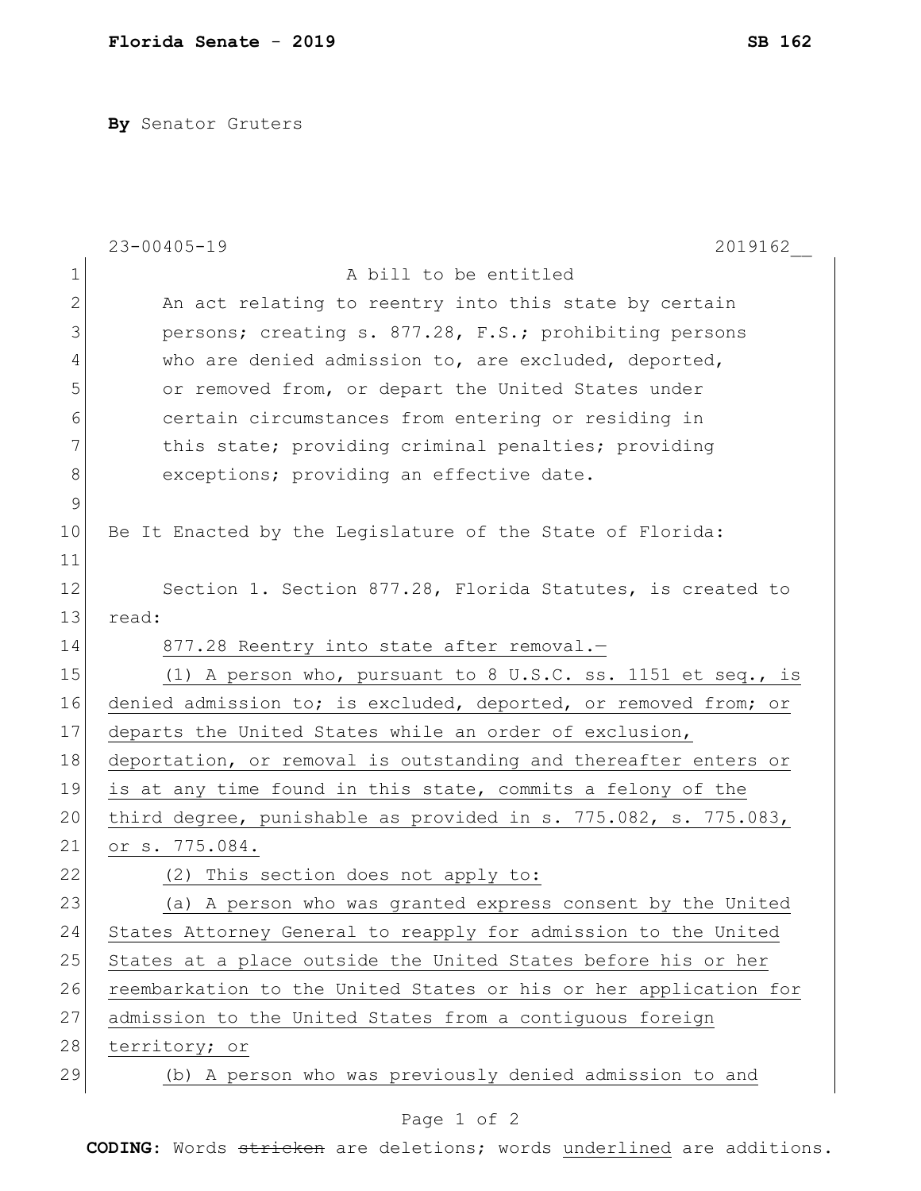**Florida Senate - 2019** **SB 162**

**By** Senator Gruters

23-00405-19 2019162__

A bill to be entitled

An act relating to reentry into this state by certain persons; creating s. 877.28, F.S.; prohibiting persons who are denied admission to, are excluded, deported, or removed from, or depart the United States under certain circumstances from entering or residing in this state; providing criminal penalties; providing exceptions; providing an effective date.

Be It Enacted by the Legislature of the State of Florida:

Section 1. Section 877.28, Florida Statutes, is created to read:

877.28 Reentry into state after removal.—

(1) A person who, pursuant to 8 U.S.C. ss. 1151 et seq., is denied admission to; is excluded, deported, or removed from; or departs the United States while an order of exclusion, deportation, or removal is outstanding and thereafter enters or is at any time found in this state, commits a felony of the third degree, punishable as provided in s. 775.082, s. 775.083, or s. 775.084.

(2) This section does not apply to:

(a) A person who was granted express consent by the United States Attorney General to reapply for admission to the United States at a place outside the United States before his or her reembarkation to the United States or his or her application for admission to the United States from a contiguous foreign territory; or

(b) A person who was previously denied admission to and

**CODING:** Words ~~stricken~~ are deletions; words underlined are additions.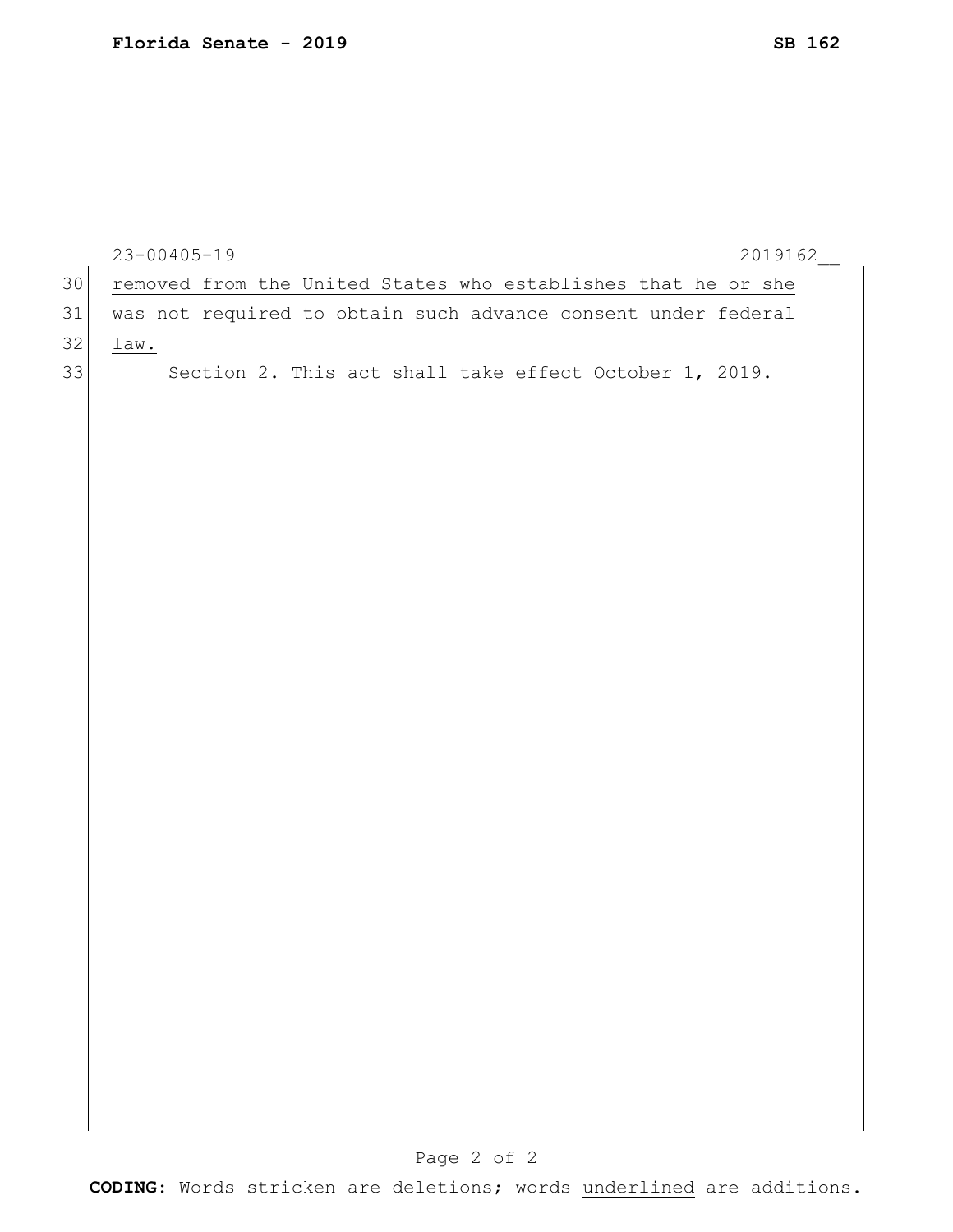23-00405-19 2019162__

30 removed from the United States who establishes that he or she
31 was not required to obtain such advance consent under federal
32 law.
33 Section 2. This act shall take effect October 1, 2019.

**CODING:** Words ~~stricken~~ are deletions; words underlined are additions.